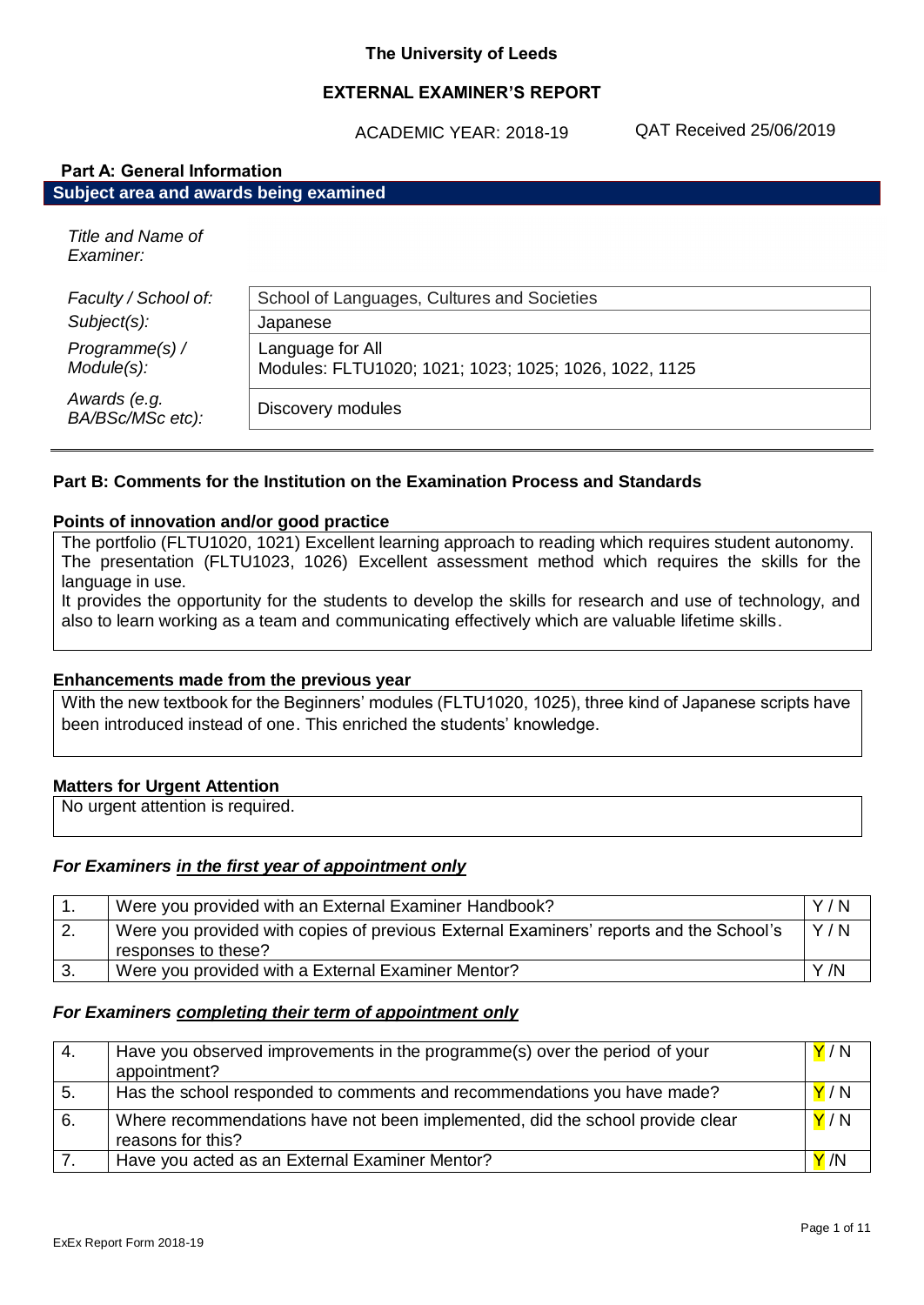**The University of Leeds**

**EXTERNAL EXAMINER'S REPORT**

ACADEMIC YEAR: 2018-19 QAT Received 25/06/2019

## Part A: General Information

**Subject area and awards being examined**

| | |
|---|---|
| *Title and Name of Examiner:* | |
| *Faculty / School of:* | School of Languages, Cultures and Societies |
| *Subject(s):* | Japanese |
| *Programme(s) / Module(s):* | Language for All<br>Modules: FLTU1020; 1021; 1023; 1025; 1026, 1022, 1125 |
| *Awards (e.g. BA/BSc/MSc etc):* | Discovery modules |

## Part B: Comments for the Institution on the Examination Process and Standards

**Points of innovation and/or good practice**

The portfolio (FLTU1020, 1021) Excellent learning approach to reading which requires student autonomy.
The presentation (FLTU1023, 1026) Excellent assessment method which requires the skills for the language in use.
It provides the opportunity for the students to develop the skills for research and use of technology, and also to learn working as a team and communicating effectively which are valuable lifetime skills.

**Enhancements made from the previous year**

With the new textbook for the Beginners' modules (FLTU1020, 1025), three kind of Japanese scripts have been introduced instead of one. This enriched the students' knowledge.

**Matters for Urgent Attention**

No urgent attention is required.

***For Examiners in the first year of appointment only***

| | | |
|---|---|---|
| 1. | Were you provided with an External Examiner Handbook? | Y / N |
| 2. | Were you provided with copies of previous External Examiners' reports and the School's responses to these? | Y / N |
| 3. | Were you provided with a External Examiner Mentor? | Y /N |

***For Examiners completing their term of appointment only***

| | | |
|---|---|---|
| 4. | Have you observed improvements in the programme(s) over the period of your appointment? | Y / N |
| 5. | Has the school responded to comments and recommendations you have made? | Y / N |
| 6. | Where recommendations have not been implemented, did the school provide clear reasons for this? | Y / N |
| 7. | Have you acted as an External Examiner Mentor? | Y /N |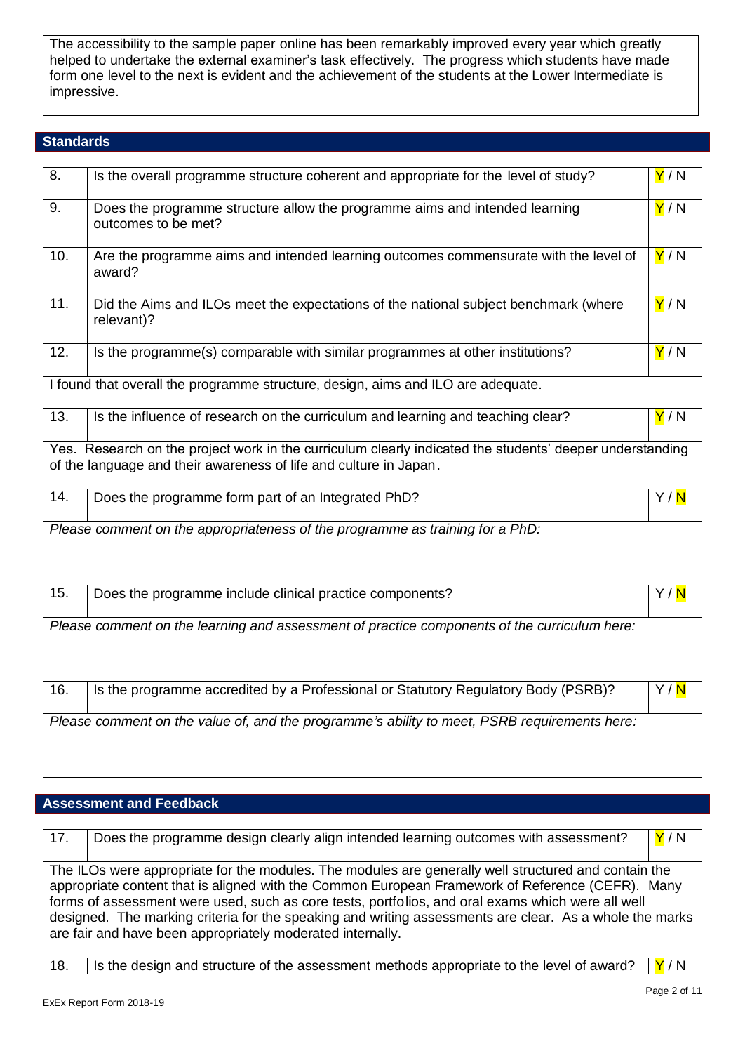The accessibility to the sample paper online has been remarkably improved every year which greatly helped to undertake the external examiner's task effectively. The progress which students have made form one level to the next is evident and the achievement of the students at the Lower Intermediate is impressive.

## Standards

| | | |
|---|---|---|
| 8. | Is the overall programme structure coherent and appropriate for the level of study? | **Y** / N |
| 9. | Does the programme structure allow the programme aims and intended learning outcomes to be met? | **Y** / N |
| 10. | Are the programme aims and intended learning outcomes commensurate with the level of award? | **Y** / N |
| 11. | Did the Aims and ILOs meet the expectations of the national subject benchmark (where relevant)? | **Y** / N |
| 12. | Is the programme(s) comparable with similar programmes at other institutions? | **Y** / N |

I found that overall the programme structure, design, aims and ILO are adequate.

| | | |
|---|---|---|
| 13. | Is the influence of research on the curriculum and learning and teaching clear? | **Y** / N |

Yes. Research on the project work in the curriculum clearly indicated the students' deeper understanding of the language and their awareness of life and culture in Japan.

| | | |
|---|---|---|
| 14. | Does the programme form part of an Integrated PhD? | Y / **N** |

*Please comment on the appropriateness of the programme as training for a PhD:*

| | | |
|---|---|---|
| 15. | Does the programme include clinical practice components? | Y / **N** |

*Please comment on the learning and assessment of practice components of the curriculum here:*

| | | |
|---|---|---|
| 16. | Is the programme accredited by a Professional or Statutory Regulatory Body (PSRB)? | Y / **N** |

*Please comment on the value of, and the programme's ability to meet, PSRB requirements here:*

## Assessment and Feedback

| | | |
|---|---|---|
| 17. | Does the programme design clearly align intended learning outcomes with assessment? | **Y** / N |

The ILOs were appropriate for the modules. The modules are generally well structured and contain the appropriate content that is aligned with the Common European Framework of Reference (CEFR). Many forms of assessment were used, such as core tests, portfolios, and oral exams which were all well designed. The marking criteria for the speaking and writing assessments are clear. As a whole the marks are fair and have been appropriately moderated internally.

| | | |
|---|---|---|
| 18. | Is the design and structure of the assessment methods appropriate to the level of award? | **Y** / N |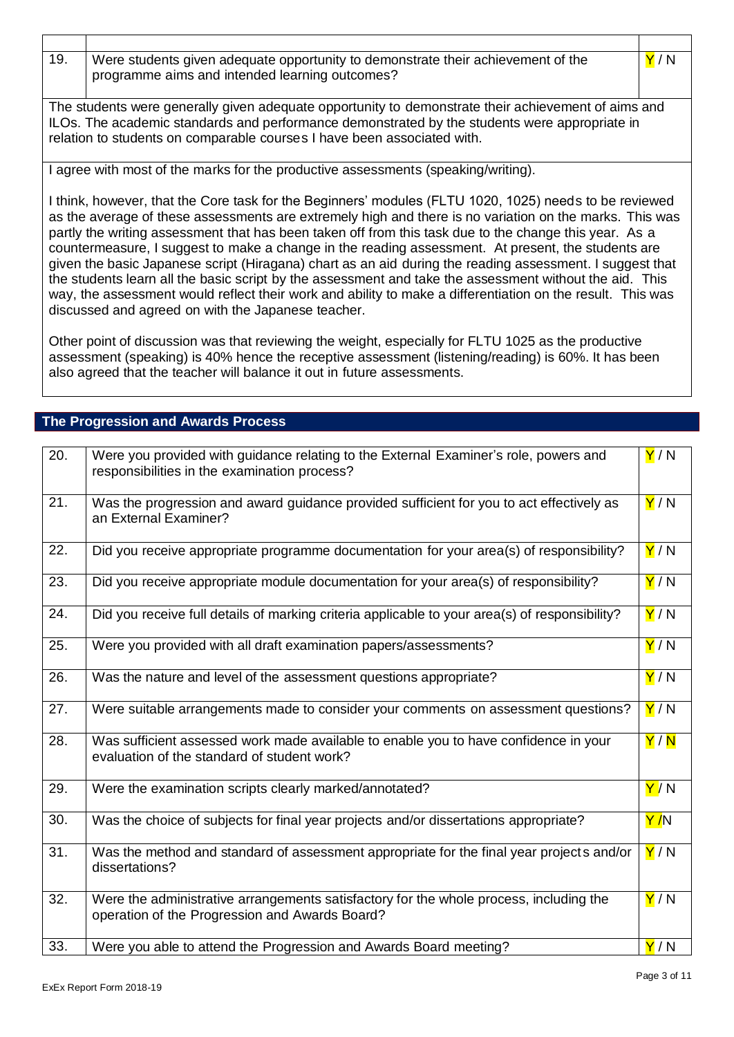| | | |
|---|---|---|
| 19. | Were students given adequate opportunity to demonstrate their achievement of the programme aims and intended learning outcomes? | Y / N |

The students were generally given adequate opportunity to demonstrate their achievement of aims and ILOs. The academic standards and performance demonstrated by the students were appropriate in relation to students on comparable courses I have been associated with.

I agree with most of the marks for the productive assessments (speaking/writing).

I think, however, that the Core task for the Beginners' modules (FLTU 1020, 1025) needs to be reviewed as the average of these assessments are extremely high and there is no variation on the marks. This was partly the writing assessment that has been taken off from this task due to the change this year. As a countermeasure, I suggest to make a change in the reading assessment. At present, the students are given the basic Japanese script (Hiragana) chart as an aid during the reading assessment. I suggest that the students learn all the basic script by the assessment and take the assessment without the aid. This way, the assessment would reflect their work and ability to make a differentiation on the result. This was discussed and agreed on with the Japanese teacher.

Other point of discussion was that reviewing the weight, especially for FLTU 1025 as the productive assessment (speaking) is 40% hence the receptive assessment (listening/reading) is 60%. It has been also agreed that the teacher will balance it out in future assessments.

## The Progression and Awards Process

| | | |
|---|---|---|
| 20. | Were you provided with guidance relating to the External Examiner's role, powers and responsibilities in the examination process? | Y / N |
| 21. | Was the progression and award guidance provided sufficient for you to act effectively as an External Examiner? | Y / N |
| 22. | Did you receive appropriate programme documentation for your area(s) of responsibility? | Y / N |
| 23. | Did you receive appropriate module documentation for your area(s) of responsibility? | Y / N |
| 24. | Did you receive full details of marking criteria applicable to your area(s) of responsibility? | Y / N |
| 25. | Were you provided with all draft examination papers/assessments? | Y / N |
| 26. | Was the nature and level of the assessment questions appropriate? | Y / N |
| 27. | Were suitable arrangements made to consider your comments on assessment questions? | Y / N |
| 28. | Was sufficient assessed work made available to enable you to have confidence in your evaluation of the standard of student work? | Y / N |
| 29. | Were the examination scripts clearly marked/annotated? | Y / N |
| 30. | Was the choice of subjects for final year projects and/or dissertations appropriate? | Y /N |
| 31. | Was the method and standard of assessment appropriate for the final year projects and/or dissertations? | Y / N |
| 32. | Were the administrative arrangements satisfactory for the whole process, including the operation of the Progression and Awards Board? | Y / N |
| 33. | Were you able to attend the Progression and Awards Board meeting? | Y / N |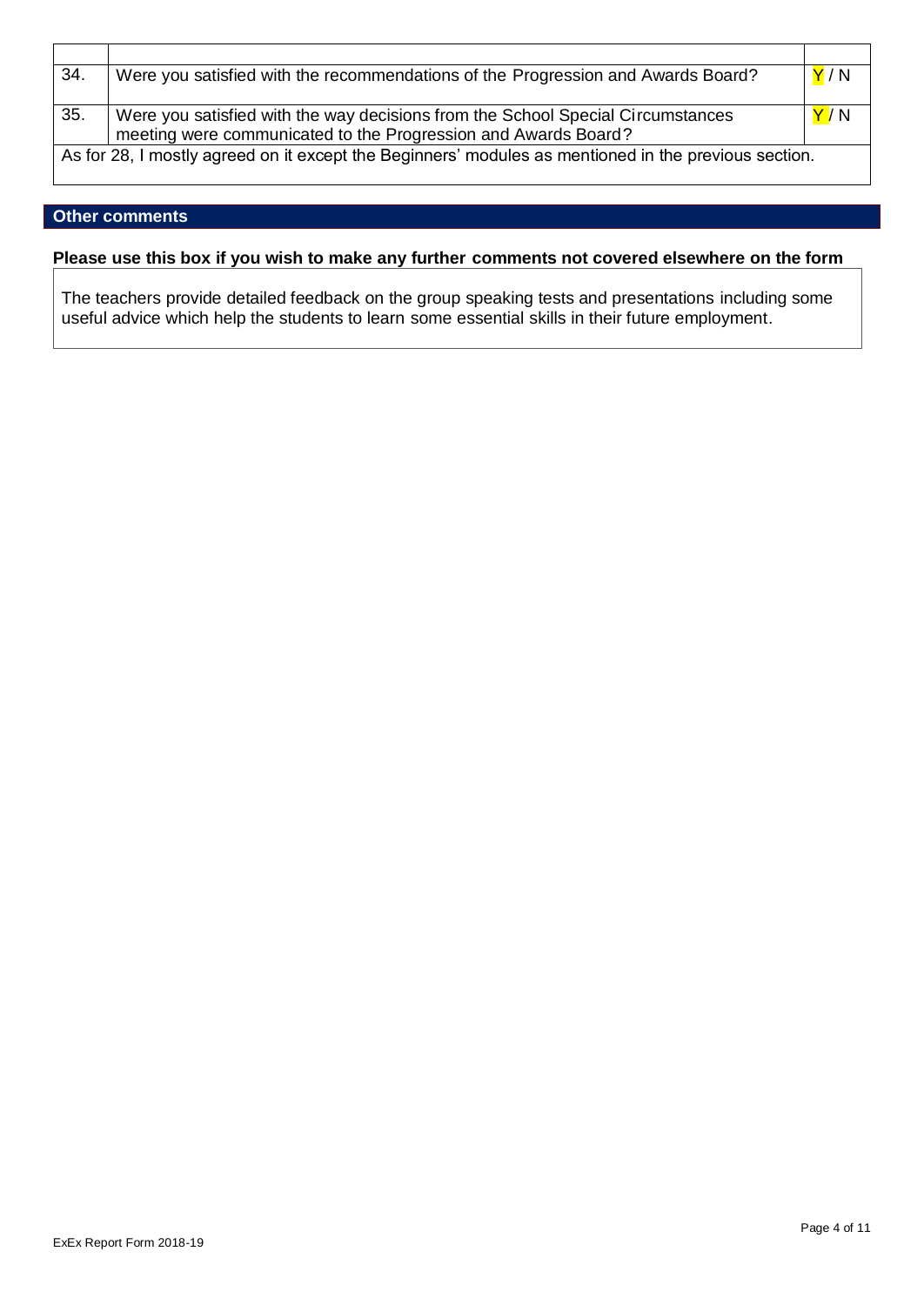| | | |
|---|---|---|
| 34. | Were you satisfied with the recommendations of the Progression and Awards Board? | Y / N |
| 35. | Were you satisfied with the way decisions from the School Special Circumstances meeting were communicated to the Progression and Awards Board? | Y / N |
| As for 28, I mostly agreed on it except the Beginners' modules as mentioned in the previous section. | | |

## Other comments

**Please use this box if you wish to make any further comments not covered elsewhere on the form**

The teachers provide detailed feedback on the group speaking tests and presentations including some useful advice which help the students to learn some essential skills in their future employment.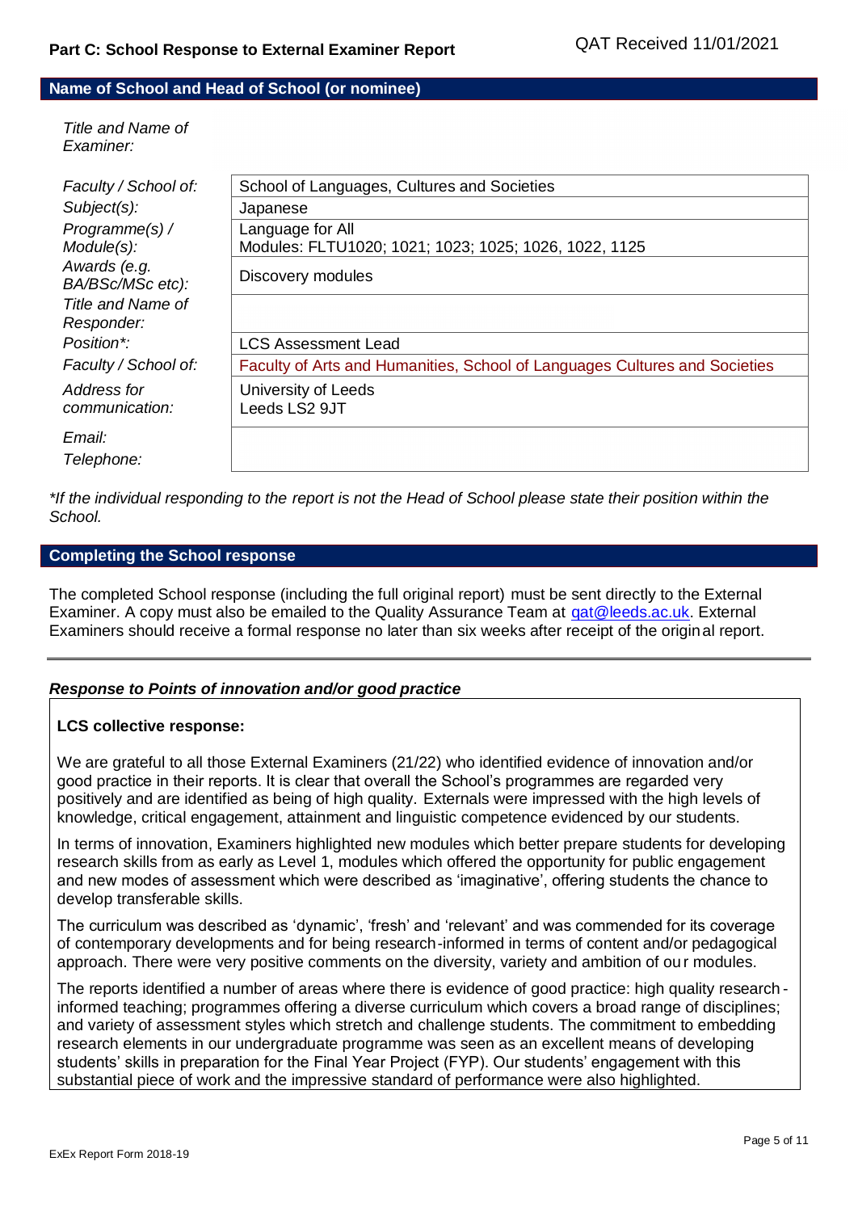## Part C: School Response to External Examiner Report

QAT Received 11/01/2021

### Name of School and Head of School (or nominee)

| | |
|---|---|
| *Title and Name of Examiner:* | |
| *Faculty / School of:* | School of Languages, Cultures and Societies |
| *Subject(s):* | Japanese |
| *Programme(s) / Module(s):* | Language for All<br>Modules: FLTU1020; 1021; 1023; 1025; 1026, 1022, 1125 |
| *Awards (e.g. BA/BSc/MSc etc):* | Discovery modules |
| *Title and Name of Responder:* | |
| *Position*:* | LCS Assessment Lead |
| *Faculty / School of:* | Faculty of Arts and Humanities, School of Languages Cultures and Societies |
| *Address for communication:* | University of Leeds<br>Leeds LS2 9JT |
| *Email:*<br>*Telephone:* | |

*\*If the individual responding to the report is not the Head of School please state their position within the School.*

### Completing the School response

The completed School response (including the full original report) must be sent directly to the External Examiner. A copy must also be emailed to the Quality Assurance Team at qat@leeds.ac.uk. External Examiners should receive a formal response no later than six weeks after receipt of the original report.

---

#### *Response to Points of innovation and/or good practice*

**LCS collective response:**

We are grateful to all those External Examiners (21/22) who identified evidence of innovation and/or good practice in their reports. It is clear that overall the School's programmes are regarded very positively and are identified as being of high quality. Externals were impressed with the high levels of knowledge, critical engagement, attainment and linguistic competence evidenced by our students.

In terms of innovation, Examiners highlighted new modules which better prepare students for developing research skills from as early as Level 1, modules which offered the opportunity for public engagement and new modes of assessment which were described as 'imaginative', offering students the chance to develop transferable skills.

The curriculum was described as 'dynamic', 'fresh' and 'relevant' and was commended for its coverage of contemporary developments and for being research-informed in terms of content and/or pedagogical approach. There were very positive comments on the diversity, variety and ambition of our modules.

The reports identified a number of areas where there is evidence of good practice: high quality research-informed teaching; programmes offering a diverse curriculum which covers a broad range of disciplines; and variety of assessment styles which stretch and challenge students. The commitment to embedding research elements in our undergraduate programme was seen as an excellent means of developing students' skills in preparation for the Final Year Project (FYP). Our students' engagement with this substantial piece of work and the impressive standard of performance were also highlighted.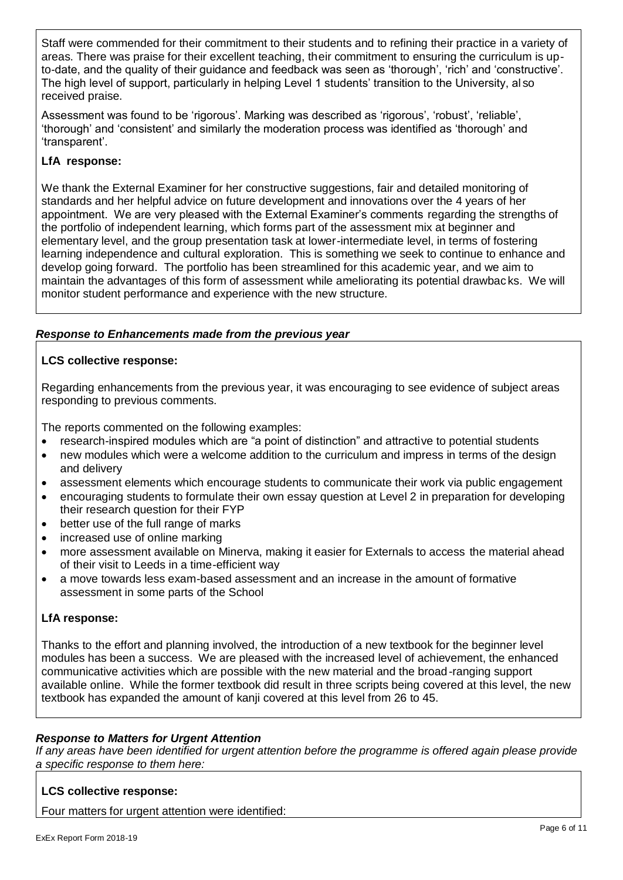Staff were commended for their commitment to their students and to refining their practice in a variety of areas. There was praise for their excellent teaching, their commitment to ensuring the curriculum is up-to-date, and the quality of their guidance and feedback was seen as 'thorough', 'rich' and 'constructive'. The high level of support, particularly in helping Level 1 students' transition to the University, also received praise.

Assessment was found to be 'rigorous'. Marking was described as 'rigorous', 'robust', 'reliable', 'thorough' and 'consistent' and similarly the moderation process was identified as 'thorough' and 'transparent'.

**LfA response:**

We thank the External Examiner for her constructive suggestions, fair and detailed monitoring of standards and her helpful advice on future development and innovations over the 4 years of her appointment. We are very pleased with the External Examiner's comments regarding the strengths of the portfolio of independent learning, which forms part of the assessment mix at beginner and elementary level, and the group presentation task at lower-intermediate level, in terms of fostering learning independence and cultural exploration. This is something we seek to continue to enhance and develop going forward. The portfolio has been streamlined for this academic year, and we aim to maintain the advantages of this form of assessment while ameliorating its potential drawbacks. We will monitor student performance and experience with the new structure.

***Response to Enhancements made from the previous year***

**LCS collective response:**

Regarding enhancements from the previous year, it was encouraging to see evidence of subject areas responding to previous comments.

The reports commented on the following examples:

- research-inspired modules which are "a point of distinction" and attractive to potential students
- new modules which were a welcome addition to the curriculum and impress in terms of the design and delivery
- assessment elements which encourage students to communicate their work via public engagement
- encouraging students to formulate their own essay question at Level 2 in preparation for developing their research question for their FYP
- better use of the full range of marks
- increased use of online marking
- more assessment available on Minerva, making it easier for Externals to access the material ahead of their visit to Leeds in a time-efficient way
- a move towards less exam-based assessment and an increase in the amount of formative assessment in some parts of the School

**LfA response:**

Thanks to the effort and planning involved, the introduction of a new textbook for the beginner level modules has been a success. We are pleased with the increased level of achievement, the enhanced communicative activities which are possible with the new material and the broad-ranging support available online. While the former textbook did result in three scripts being covered at this level, the new textbook has expanded the amount of kanji covered at this level from 26 to 45.

***Response to Matters for Urgent Attention***

*If any areas have been identified for urgent attention before the programme is offered again please provide a specific response to them here:*

**LCS collective response:**

Four matters for urgent attention were identified: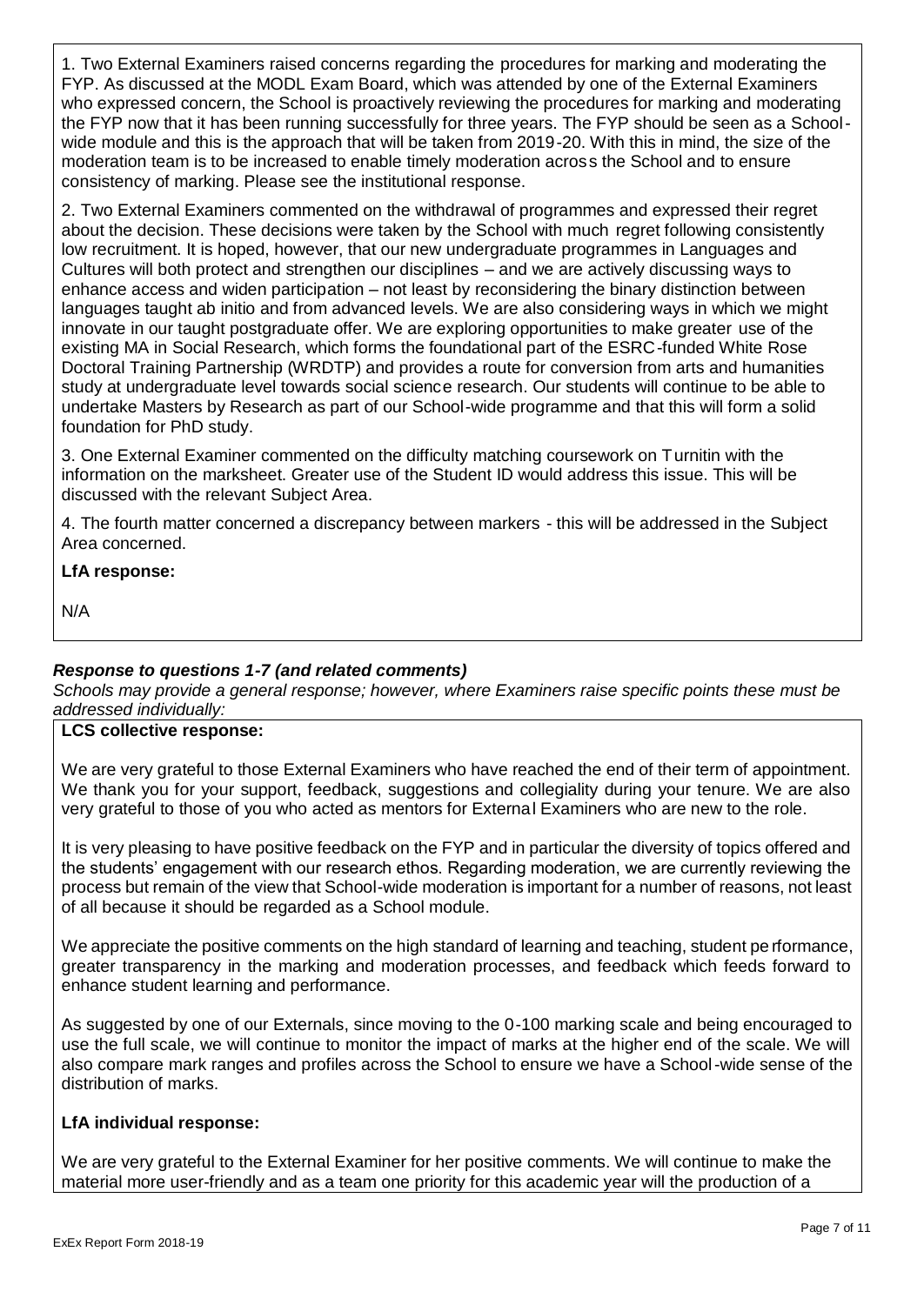1. Two External Examiners raised concerns regarding the procedures for marking and moderating the FYP. As discussed at the MODL Exam Board, which was attended by one of the External Examiners who expressed concern, the School is proactively reviewing the procedures for marking and moderating the FYP now that it has been running successfully for three years. The FYP should be seen as a School-wide module and this is the approach that will be taken from 2019-20. With this in mind, the size of the moderation team is to be increased to enable timely moderation across the School and to ensure consistency of marking. Please see the institutional response.

2. Two External Examiners commented on the withdrawal of programmes and expressed their regret about the decision. These decisions were taken by the School with much regret following consistently low recruitment. It is hoped, however, that our new undergraduate programmes in Languages and Cultures will both protect and strengthen our disciplines – and we are actively discussing ways to enhance access and widen participation – not least by reconsidering the binary distinction between languages taught ab initio and from advanced levels. We are also considering ways in which we might innovate in our taught postgraduate offer. We are exploring opportunities to make greater use of the existing MA in Social Research, which forms the foundational part of the ESRC-funded White Rose Doctoral Training Partnership (WRDTP) and provides a route for conversion from arts and humanities study at undergraduate level towards social science research. Our students will continue to be able to undertake Masters by Research as part of our School-wide programme and that this will form a solid foundation for PhD study.

3. One External Examiner commented on the difficulty matching coursework on Turnitin with the information on the marksheet. Greater use of the Student ID would address this issue. This will be discussed with the relevant Subject Area.

4. The fourth matter concerned a discrepancy between markers - this will be addressed in the Subject Area concerned.

**LfA response:**

N/A

***Response to questions 1-7 (and related comments)***

*Schools may provide a general response; however, where Examiners raise specific points these must be addressed individually:*

**LCS collective response:**

We are very grateful to those External Examiners who have reached the end of their term of appointment. We thank you for your support, feedback, suggestions and collegiality during your tenure. We are also very grateful to those of you who acted as mentors for External Examiners who are new to the role.

It is very pleasing to have positive feedback on the FYP and in particular the diversity of topics offered and the students' engagement with our research ethos. Regarding moderation, we are currently reviewing the process but remain of the view that School-wide moderation is important for a number of reasons, not least of all because it should be regarded as a School module.

We appreciate the positive comments on the high standard of learning and teaching, student performance, greater transparency in the marking and moderation processes, and feedback which feeds forward to enhance student learning and performance.

As suggested by one of our Externals, since moving to the 0-100 marking scale and being encouraged to use the full scale, we will continue to monitor the impact of marks at the higher end of the scale. We will also compare mark ranges and profiles across the School to ensure we have a School-wide sense of the distribution of marks.

**LfA individual response:**

We are very grateful to the External Examiner for her positive comments. We will continue to make the material more user-friendly and as a team one priority for this academic year will the production of a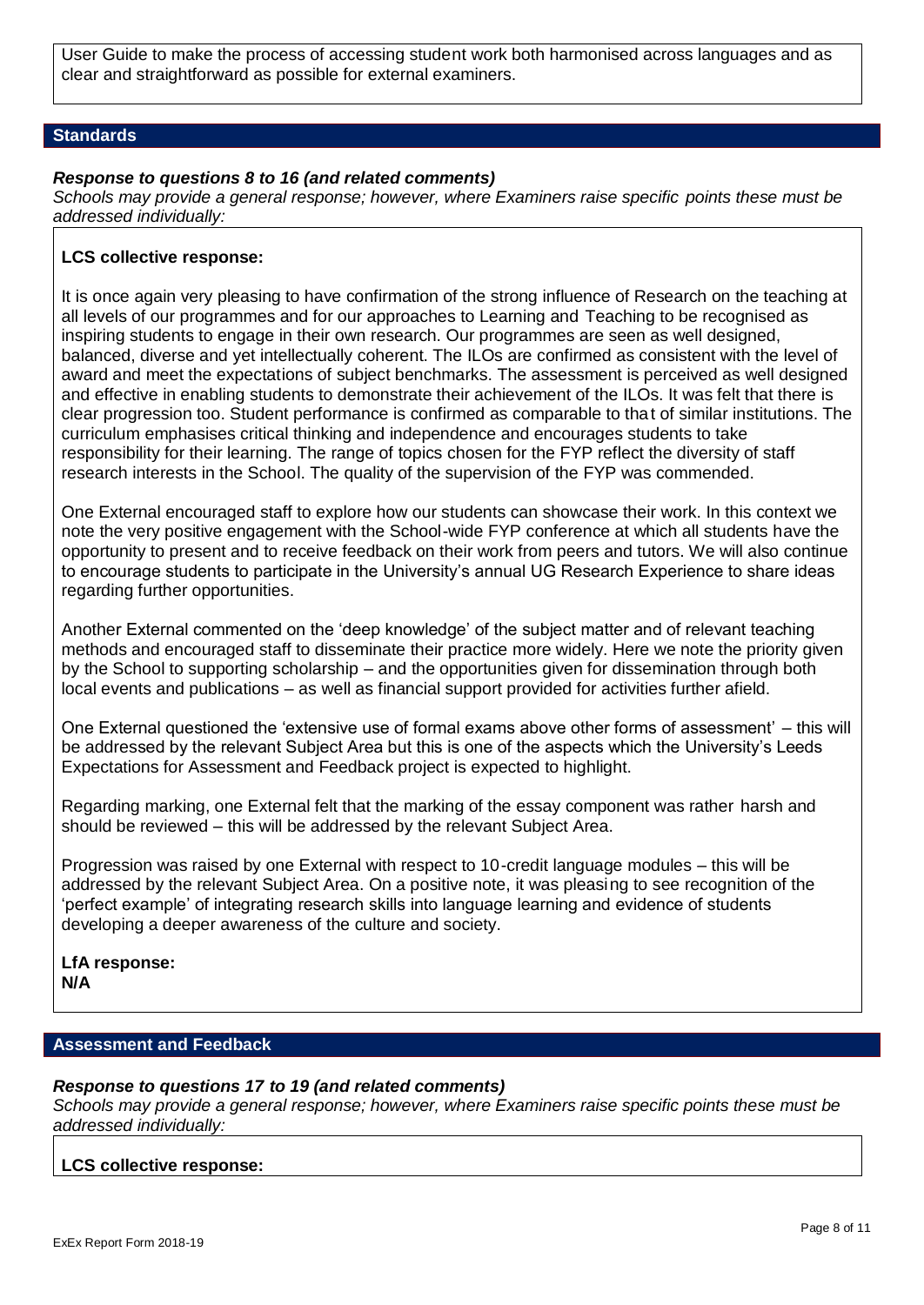User Guide to make the process of accessing student work both harmonised across languages and as clear and straightforward as possible for external examiners.

## Standards

***Response to questions 8 to 16 (and related comments)***

*Schools may provide a general response; however, where Examiners raise specific points these must be addressed individually:*

**LCS collective response:**

It is once again very pleasing to have confirmation of the strong influence of Research on the teaching at all levels of our programmes and for our approaches to Learning and Teaching to be recognised as inspiring students to engage in their own research. Our programmes are seen as well designed, balanced, diverse and yet intellectually coherent. The ILOs are confirmed as consistent with the level of award and meet the expectations of subject benchmarks. The assessment is perceived as well designed and effective in enabling students to demonstrate their achievement of the ILOs. It was felt that there is clear progression too. Student performance is confirmed as comparable to that of similar institutions. The curriculum emphasises critical thinking and independence and encourages students to take responsibility for their learning. The range of topics chosen for the FYP reflect the diversity of staff research interests in the School. The quality of the supervision of the FYP was commended.

One External encouraged staff to explore how our students can showcase their work. In this context we note the very positive engagement with the School-wide FYP conference at which all students have the opportunity to present and to receive feedback on their work from peers and tutors. We will also continue to encourage students to participate in the University's annual UG Research Experience to share ideas regarding further opportunities.

Another External commented on the 'deep knowledge' of the subject matter and of relevant teaching methods and encouraged staff to disseminate their practice more widely. Here we note the priority given by the School to supporting scholarship – and the opportunities given for dissemination through both local events and publications – as well as financial support provided for activities further afield.

One External questioned the 'extensive use of formal exams above other forms of assessment' – this will be addressed by the relevant Subject Area but this is one of the aspects which the University's Leeds Expectations for Assessment and Feedback project is expected to highlight.

Regarding marking, one External felt that the marking of the essay component was rather harsh and should be reviewed – this will be addressed by the relevant Subject Area.

Progression was raised by one External with respect to 10-credit language modules – this will be addressed by the relevant Subject Area. On a positive note, it was pleasing to see recognition of the 'perfect example' of integrating research skills into language learning and evidence of students developing a deeper awareness of the culture and society.

**LfA response:**
**N/A**

## Assessment and Feedback

***Response to questions 17 to 19 (and related comments)***

*Schools may provide a general response; however, where Examiners raise specific points these must be addressed individually:*

**LCS collective response:**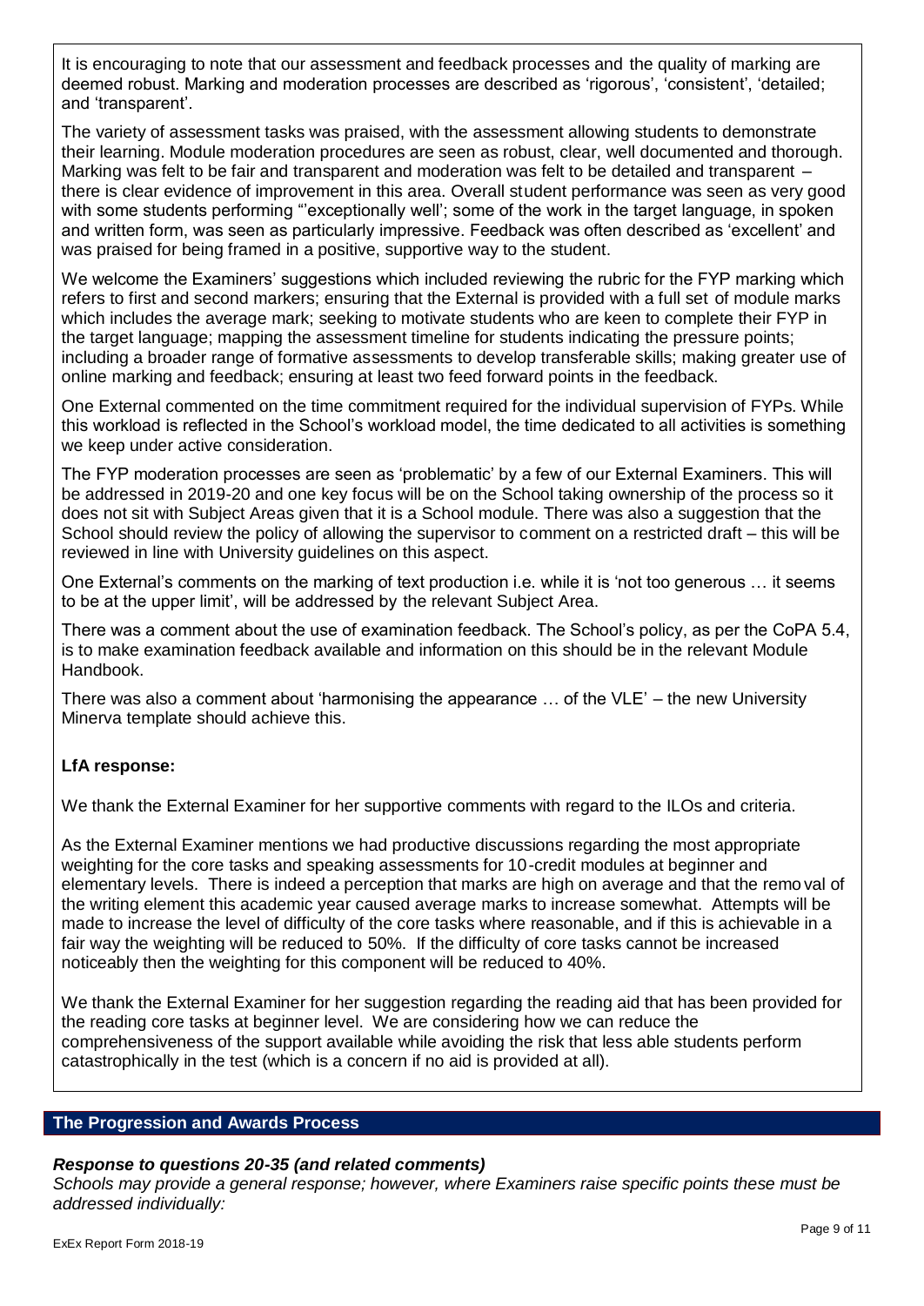It is encouraging to note that our assessment and feedback processes and the quality of marking are deemed robust. Marking and moderation processes are described as 'rigorous', 'consistent', 'detailed; and 'transparent'.

The variety of assessment tasks was praised, with the assessment allowing students to demonstrate their learning. Module moderation procedures are seen as robust, clear, well documented and thorough. Marking was felt to be fair and transparent and moderation was felt to be detailed and transparent – there is clear evidence of improvement in this area. Overall student performance was seen as very good with some students performing "'exceptionally well'; some of the work in the target language, in spoken and written form, was seen as particularly impressive. Feedback was often described as 'excellent' and was praised for being framed in a positive, supportive way to the student.

We welcome the Examiners' suggestions which included reviewing the rubric for the FYP marking which refers to first and second markers; ensuring that the External is provided with a full set of module marks which includes the average mark; seeking to motivate students who are keen to complete their FYP in the target language; mapping the assessment timeline for students indicating the pressure points; including a broader range of formative assessments to develop transferable skills; making greater use of online marking and feedback; ensuring at least two feed forward points in the feedback.

One External commented on the time commitment required for the individual supervision of FYPs. While this workload is reflected in the School's workload model, the time dedicated to all activities is something we keep under active consideration.

The FYP moderation processes are seen as 'problematic' by a few of our External Examiners. This will be addressed in 2019-20 and one key focus will be on the School taking ownership of the process so it does not sit with Subject Areas given that it is a School module. There was also a suggestion that the School should review the policy of allowing the supervisor to comment on a restricted draft – this will be reviewed in line with University guidelines on this aspect.

One External's comments on the marking of text production i.e. while it is 'not too generous … it seems to be at the upper limit', will be addressed by the relevant Subject Area.

There was a comment about the use of examination feedback. The School's policy, as per the CoPA 5.4, is to make examination feedback available and information on this should be in the relevant Module Handbook.

There was also a comment about 'harmonising the appearance … of the VLE' – the new University Minerva template should achieve this.

**LfA response:**

We thank the External Examiner for her supportive comments with regard to the ILOs and criteria.

As the External Examiner mentions we had productive discussions regarding the most appropriate weighting for the core tasks and speaking assessments for 10-credit modules at beginner and elementary levels. There is indeed a perception that marks are high on average and that the removal of the writing element this academic year caused average marks to increase somewhat. Attempts will be made to increase the level of difficulty of the core tasks where reasonable, and if this is achievable in a fair way the weighting will be reduced to 50%. If the difficulty of core tasks cannot be increased noticeably then the weighting for this component will be reduced to 40%.

We thank the External Examiner for her suggestion regarding the reading aid that has been provided for the reading core tasks at beginner level. We are considering how we can reduce the comprehensiveness of the support available while avoiding the risk that less able students perform catastrophically in the test (which is a concern if no aid is provided at all).

## The Progression and Awards Process

***Response to questions 20-35 (and related comments)***

*Schools may provide a general response; however, where Examiners raise specific points these must be addressed individually:*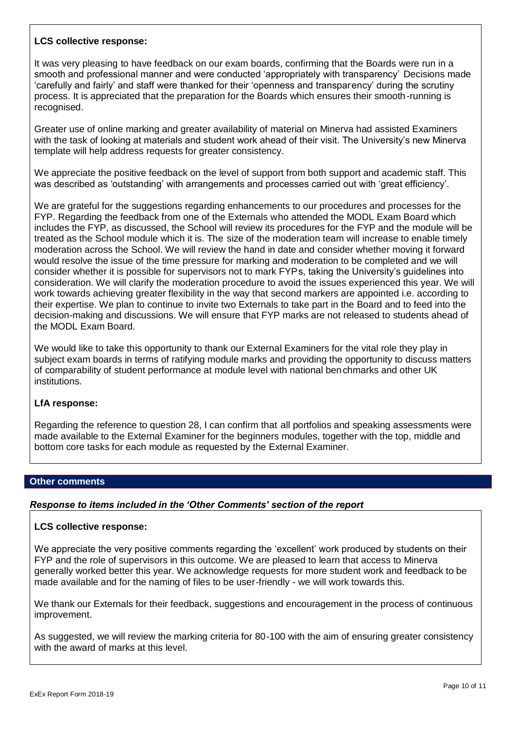**LCS collective response:**

It was very pleasing to have feedback on our exam boards, confirming that the Boards were run in a smooth and professional manner and were conducted 'appropriately with transparency' Decisions made 'carefully and fairly' and staff were thanked for their 'openness and transparency' during the scrutiny process. It is appreciated that the preparation for the Boards which ensures their smooth-running is recognised.

Greater use of online marking and greater availability of material on Minerva had assisted Examiners with the task of looking at materials and student work ahead of their visit. The University's new Minerva template will help address requests for greater consistency.

We appreciate the positive feedback on the level of support from both support and academic staff. This was described as 'outstanding' with arrangements and processes carried out with 'great efficiency'.

We are grateful for the suggestions regarding enhancements to our procedures and processes for the FYP. Regarding the feedback from one of the Externals who attended the MODL Exam Board which includes the FYP, as discussed, the School will review its procedures for the FYP and the module will be treated as the School module which it is. The size of the moderation team will increase to enable timely moderation across the School. We will review the hand in date and consider whether moving it forward would resolve the issue of the time pressure for marking and moderation to be completed and we will consider whether it is possible for supervisors not to mark FYPs, taking the University's guidelines into consideration. We will clarify the moderation procedure to avoid the issues experienced this year. We will work towards achieving greater flexibility in the way that second markers are appointed i.e. according to their expertise. We plan to continue to invite two Externals to take part in the Board and to feed into the decision-making and discussions. We will ensure that FYP marks are not released to students ahead of the MODL Exam Board.

We would like to take this opportunity to thank our External Examiners for the vital role they play in subject exam boards in terms of ratifying module marks and providing the opportunity to discuss matters of comparability of student performance at module level with national benchmarks and other UK institutions.

**LfA response:**

Regarding the reference to question 28, I can confirm that all portfolios and speaking assessments were made available to the External Examiner for the beginners modules, together with the top, middle and bottom core tasks for each module as requested by the External Examiner.

## Other comments

***Response to items included in the 'Other Comments' section of the report***

**LCS collective response:**

We appreciate the very positive comments regarding the 'excellent' work produced by students on their FYP and the role of supervisors in this outcome. We are pleased to learn that access to Minerva generally worked better this year. We acknowledge requests for more student work and feedback to be made available and for the naming of files to be user-friendly - we will work towards this.

We thank our Externals for their feedback, suggestions and encouragement in the process of continuous improvement.

As suggested, we will review the marking criteria for 80-100 with the aim of ensuring greater consistency with the award of marks at this level.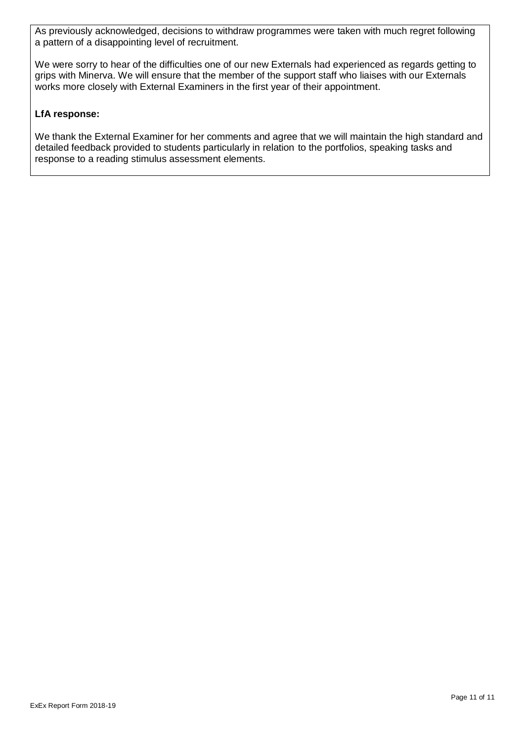As previously acknowledged, decisions to withdraw programmes were taken with much regret following a pattern of a disappointing level of recruitment.

We were sorry to hear of the difficulties one of our new Externals had experienced as regards getting to grips with Minerva. We will ensure that the member of the support staff who liaises with our Externals works more closely with External Examiners in the first year of their appointment.

**LfA response:**

We thank the External Examiner for her comments and agree that we will maintain the high standard and detailed feedback provided to students particularly in relation to the portfolios, speaking tasks and response to a reading stimulus assessment elements.